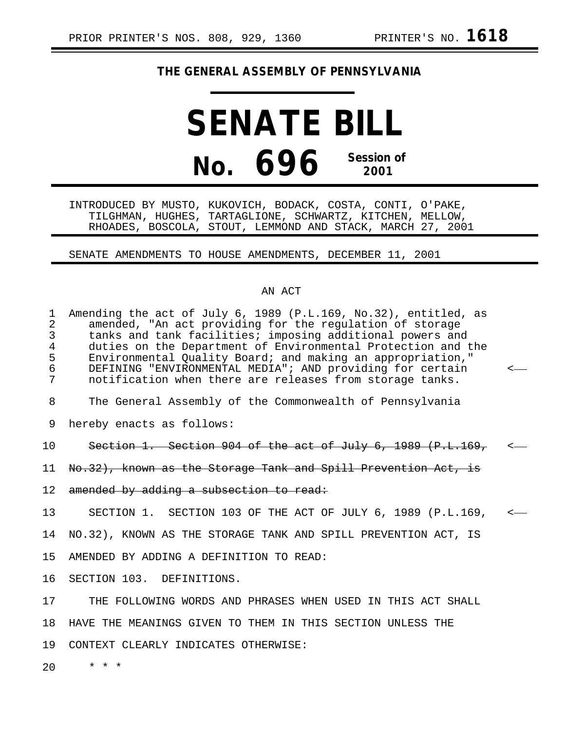PRIOR PRINTER'S NOS. 808, 929, 1360 PRINTER'S NO. **1618**

## THE GENERAL ASSEMBLY OF PENNSYLVANIA

# SENATE BILL

# No. 696 Session of 2001

INTRODUCED BY MUSTO, KUKOVICH, BODACK, COSTA, CONTI, O'PAKE, TILGHMAN, HUGHES, TARTAGLIONE, SCHWARTZ, KITCHEN, MELLOW, RHOADES, BOSCOLA, STOUT, LEMMOND AND STACK, MARCH 27, 2001

SENATE AMENDMENTS TO HOUSE AMENDMENTS, DECEMBER 11, 2001

AN ACT

1 Amending the act of July 6, 1989 (P.L.169, No.32), entitled, as
2 amended, "An act providing for the regulation of storage
3 tanks and tank facilities; imposing additional powers and
4 duties on the Department of Environmental Protection and the
5 Environmental Quality Board; and making an appropriation,"
6 DEFINING "ENVIRONMENTAL MEDIA"; AND providing for certain <—
7 notification when there are releases from storage tanks.

8 The General Assembly of the Commonwealth of Pennsylvania
9 hereby enacts as follows:

10 ~~Section 1. Section 904 of the act of July 6, 1989 (P.L.169,~~ <—
11 ~~No.32), known as the Storage Tank and Spill Prevention Act, is~~
12 ~~amended by adding a subsection to read:~~

13 SECTION 1. SECTION 103 OF THE ACT OF JULY 6, 1989 (P.L.169, <—
14 NO.32), KNOWN AS THE STORAGE TANK AND SPILL PREVENTION ACT, IS
15 AMENDED BY ADDING A DEFINITION TO READ:

16 SECTION 103. DEFINITIONS.

17 THE FOLLOWING WORDS AND PHRASES WHEN USED IN THIS ACT SHALL
18 HAVE THE MEANINGS GIVEN TO THEM IN THIS SECTION UNLESS THE
19 CONTEXT CLEARLY INDICATES OTHERWISE:

20 * * *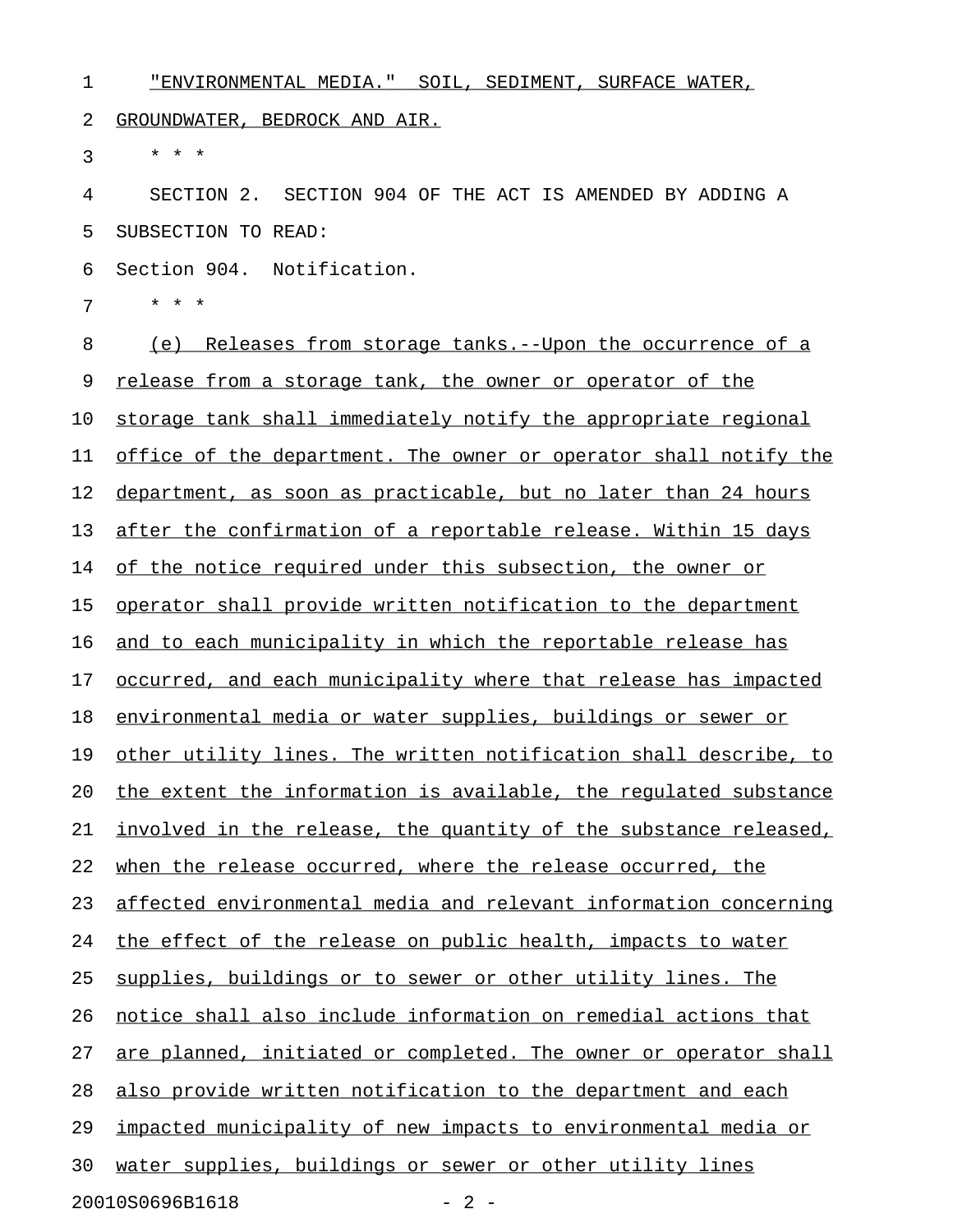"ENVIRONMENTAL MEDIA." SOIL, SEDIMENT, SURFACE WATER, GROUNDWATER, BEDROCK AND AIR.

* * *

SECTION 2. SECTION 904 OF THE ACT IS AMENDED BY ADDING A SUBSECTION TO READ:

Section 904. Notification.

* * *

(e) Releases from storage tanks.--Upon the occurrence of a release from a storage tank, the owner or operator of the storage tank shall immediately notify the appropriate regional office of the department. The owner or operator shall notify the department, as soon as practicable, but no later than 24 hours after the confirmation of a reportable release. Within 15 days of the notice required under this subsection, the owner or operator shall provide written notification to the department and to each municipality in which the reportable release has occurred, and each municipality where that release has impacted environmental media or water supplies, buildings or sewer or other utility lines. The written notification shall describe, to the extent the information is available, the regulated substance involved in the release, the quantity of the substance released, when the release occurred, where the release occurred, the affected environmental media and relevant information concerning the effect of the release on public health, impacts to water supplies, buildings or to sewer or other utility lines. The notice shall also include information on remedial actions that are planned, initiated or completed. The owner or operator shall also provide written notification to the department and each impacted municipality of new impacts to environmental media or water supplies, buildings or sewer or other utility lines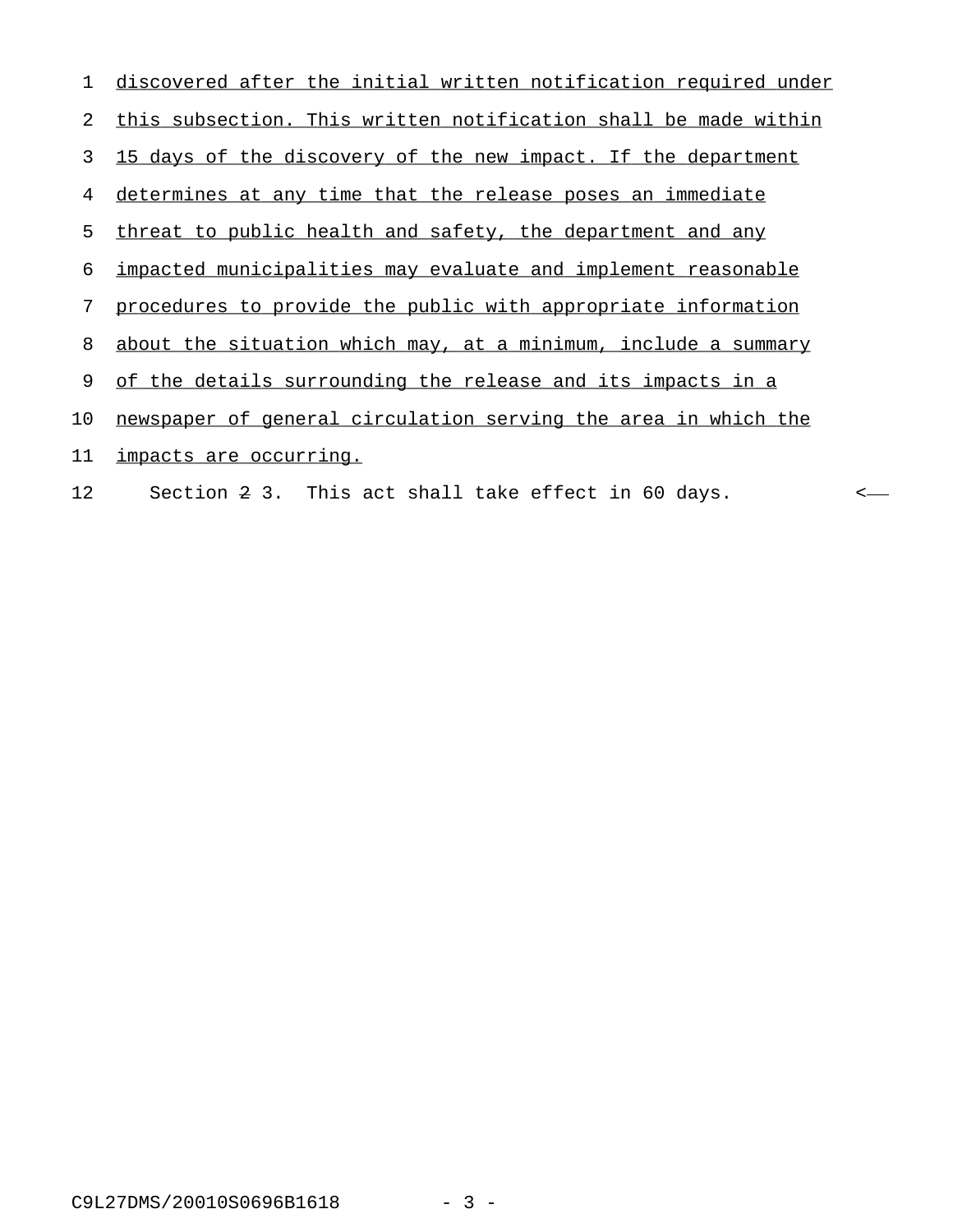discovered after the initial written notification required under this subsection. This written notification shall be made within 15 days of the discovery of the new impact. If the department determines at any time that the release poses an immediate threat to public health and safety, the department and any impacted municipalities may evaluate and implement reasonable procedures to provide the public with appropriate information about the situation which may, at a minimum, include a summary of the details surrounding the release and its impacts in a newspaper of general circulation serving the area in which the impacts are occurring.

Section ~~2~~ 3. This act shall take effect in 60 days.